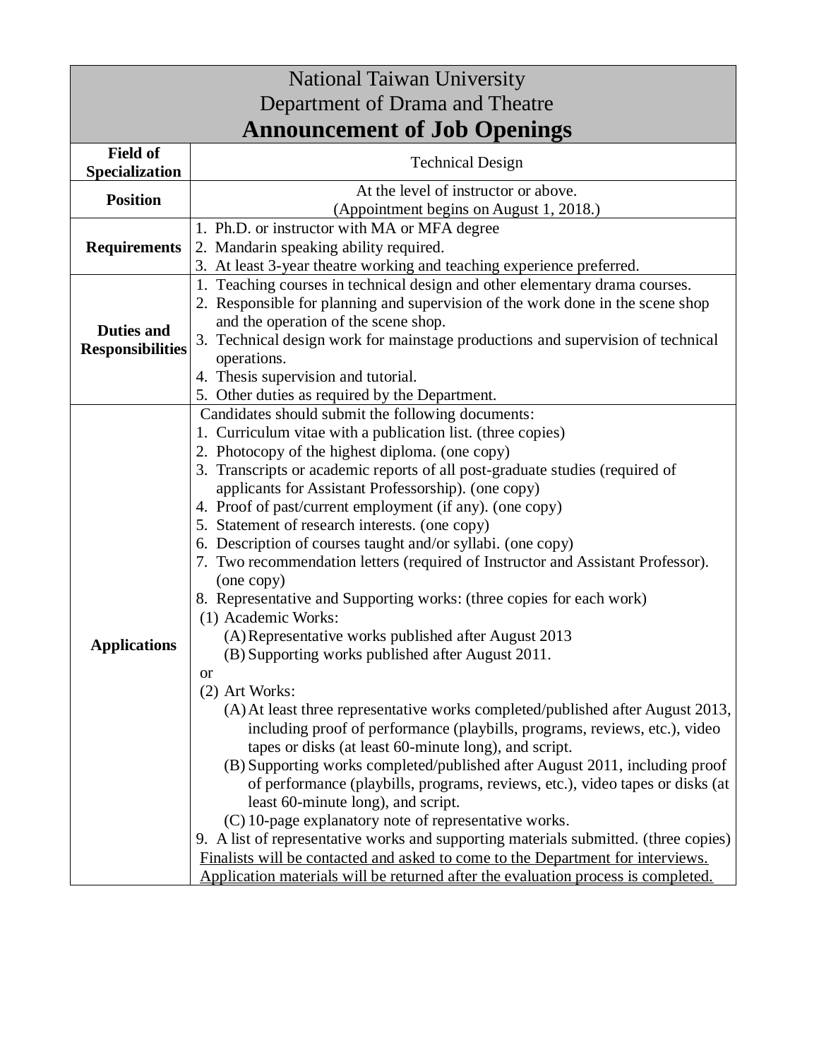# National Taiwan University
## Department of Drama and Theatre
## **Announcement of Job Openings**

| **Field of Specialization** | Technical Design |
|---|---|
| **Position** | At the level of instructor or above.<br>(Appointment begins on August 1, 2018.) |
| **Requirements** | 1. Ph.D. or instructor with MA or MFA degree<br>2. Mandarin speaking ability required.<br>3. At least 3-year theatre working and teaching experience preferred. |
| **Duties and Responsibilities** | 1. Teaching courses in technical design and other elementary drama courses.<br>2. Responsible for planning and supervision of the work done in the scene shop and the operation of the scene shop.<br>3. Technical design work for mainstage productions and supervision of technical operations.<br>4. Thesis supervision and tutorial.<br>5. Other duties as required by the Department. |
| **Applications** | Candidates should submit the following documents:<br>1. Curriculum vitae with a publication list. (three copies)<br>2. Photocopy of the highest diploma. (one copy)<br>3. Transcripts or academic reports of all post-graduate studies (required of applicants for Assistant Professorship). (one copy)<br>4. Proof of past/current employment (if any). (one copy)<br>5. Statement of research interests. (one copy)<br>6. Description of courses taught and/or syllabi. (one copy)<br>7. Two recommendation letters (required of Instructor and Assistant Professor). (one copy)<br>8. Representative and Supporting works: (three copies for each work)<br>(1) Academic Works:<br>(A) Representative works published after August 2013<br>(B) Supporting works published after August 2011.<br>or<br>(2) Art Works:<br>(A) At least three representative works completed/published after August 2013, including proof of performance (playbills, programs, reviews, etc.), video tapes or disks (at least 60-minute long), and script.<br>(B) Supporting works completed/published after August 2011, including proof of performance (playbills, programs, reviews, etc.), video tapes or disks (at least 60-minute long), and script.<br>(C) 10-page explanatory note of representative works.<br>9. A list of representative works and supporting materials submitted. (three copies)<br><u>Finalists will be contacted and asked to come to the Department for interviews.</u><br><u>Application materials will be returned after the evaluation process is completed.</u> |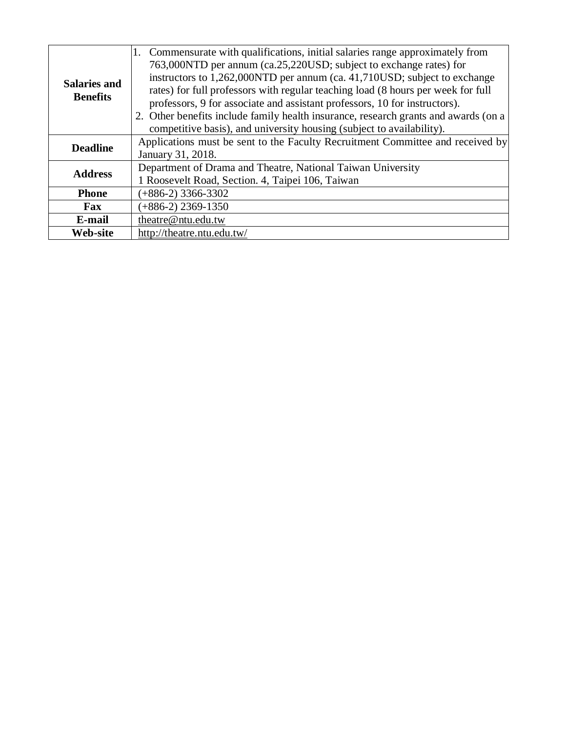| | |
|---|---|
| **Salaries and Benefits** | 1. Commensurate with qualifications, initial salaries range approximately from 763,000NTD per annum (ca.25,220USD; subject to exchange rates) for instructors to 1,262,000NTD per annum (ca. 41,710USD; subject to exchange rates) for full professors with regular teaching load (8 hours per week for full professors, 9 for associate and assistant professors, 10 for instructors).<br>2. Other benefits include family health insurance, research grants and awards (on a competitive basis), and university housing (subject to availability). |
| **Deadline** | Applications must be sent to the Faculty Recruitment Committee and received by January 31, 2018. |
| **Address** | Department of Drama and Theatre, National Taiwan University<br>1 Roosevelt Road, Section. 4, Taipei 106, Taiwan |
| **Phone** | (+886-2) 3366-3302 |
| **Fax** | (+886-2) 2369-1350 |
| **E-mail** | theatre@ntu.edu.tw |
| **Web-site** | http://theatre.ntu.edu.tw/ |